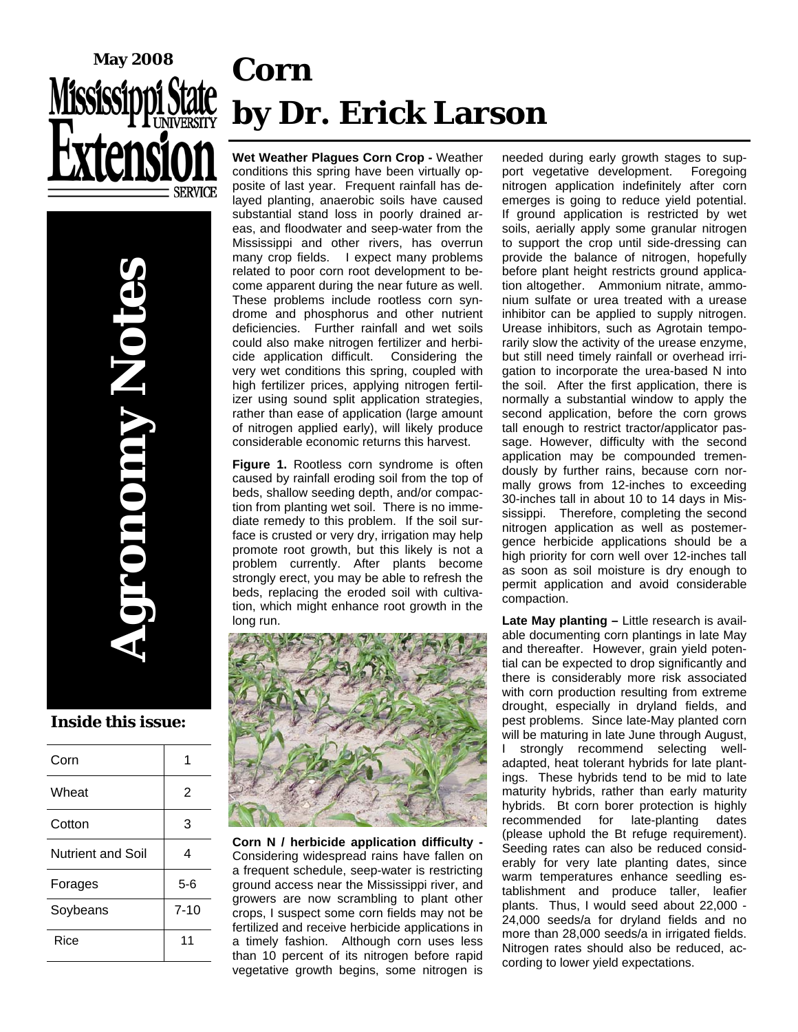May 2008

Mississippi State University Extension Service

# Agronomy Notes

**Inside this issue:**

| | |
|---|---|
| Corn | 1 |
| Wheat | 2 |
| Cotton | 3 |
| Nutrient and Soil | 4 |
| Forages | 5-6 |
| Soybeans | 7-10 |
| Rice | 11 |

# Corn
# by Dr. Erick Larson

**Wet Weather Plagues Corn Crop -** Weather conditions this spring have been virtually opposite of last year. Frequent rainfall has delayed planting, anaerobic soils have caused substantial stand loss in poorly drained areas, and floodwater and seep-water from the Mississippi and other rivers, has overrun many crop fields. I expect many problems related to poor corn root development to become apparent during the near future as well. These problems include rootless corn syndrome and phosphorus and other nutrient deficiencies. Further rainfall and wet soils could also make nitrogen fertilizer and herbicide application difficult. Considering the very wet conditions this spring, coupled with high fertilizer prices, applying nitrogen fertilizer using sound split application strategies, rather than ease of application (large amount of nitrogen applied early), will likely produce considerable economic returns this harvest.

**Figure 1.** Rootless corn syndrome is often caused by rainfall eroding soil from the top of beds, shallow seeding depth, and/or compaction from planting wet soil. There is no immediate remedy to this problem. If the soil surface is crusted or very dry, irrigation may help promote root growth, but this likely is not a problem currently. After plants become strongly erect, you may be able to refresh the beds, replacing the eroded soil with cultivation, which might enhance root growth in the long run.

**Corn N / herbicide application difficulty -** Considering widespread rains have fallen on a frequent schedule, seep-water is restricting ground access near the Mississippi river, and growers are now scrambling to plant other crops, I suspect some corn fields may not be fertilized and receive herbicide applications in a timely fashion. Although corn uses less than 10 percent of its nitrogen before rapid vegetative growth begins, some nitrogen is needed during early growth stages to support vegetative development. Foregoing nitrogen application indefinitely after corn emerges is going to reduce yield potential. If ground application is restricted by wet soils, aerially apply some granular nitrogen to support the crop until side-dressing can provide the balance of nitrogen, hopefully before plant height restricts ground application altogether. Ammonium nitrate, ammonium sulfate or urea treated with a urease inhibitor can be applied to supply nitrogen. Urease inhibitors, such as Agrotain temporarily slow the activity of the urease enzyme, but still need timely rainfall or overhead irrigation to incorporate the urea-based N into the soil. After the first application, there is normally a substantial window to apply the second application, before the corn grows tall enough to restrict tractor/applicator passage. However, difficulty with the second application may be compounded tremendously by further rains, because corn normally grows from 12-inches to exceeding 30-inches tall in about 10 to 14 days in Mississippi. Therefore, completing the second nitrogen application as well as postemergence herbicide applications should be a high priority for corn well over 12-inches tall as soon as soil moisture is dry enough to permit application and avoid considerable compaction.

**Late May planting –** Little research is available documenting corn plantings in late May and thereafter. However, grain yield potential can be expected to drop significantly and there is considerably more risk associated with corn production resulting from extreme drought, especially in dryland fields, and pest problems. Since late-May planted corn will be maturing in late June through August, I strongly recommend selecting well-adapted, heat tolerant hybrids for late plantings. These hybrids tend to be mid to late maturity hybrids, rather than early maturity hybrids. Bt corn borer protection is highly recommended for late-planting dates (please uphold the Bt refuge requirement). Seeding rates can also be reduced considerably for very late planting dates, since warm temperatures enhance seedling establishment and produce taller, leafier plants. Thus, I would seed about 22,000 - 24,000 seeds/a for dryland fields and no more than 28,000 seeds/a in irrigated fields. Nitrogen rates should also be reduced, according to lower yield expectations.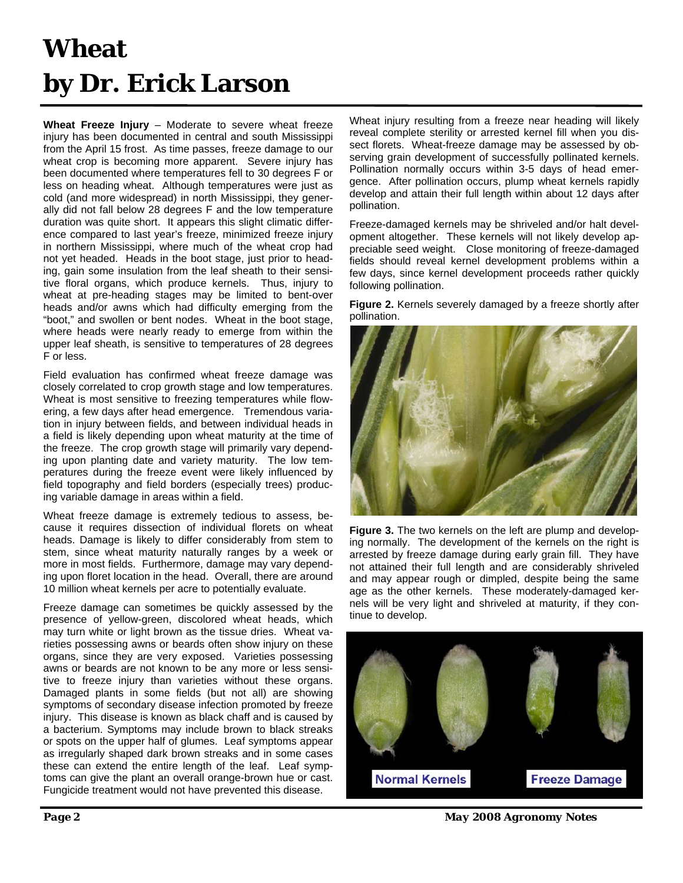# Wheat

# by Dr. Erick Larson

**Wheat Freeze Injury** – Moderate to severe wheat freeze injury has been documented in central and south Mississippi from the April 15 frost. As time passes, freeze damage to our wheat crop is becoming more apparent. Severe injury has been documented where temperatures fell to 30 degrees F or less on heading wheat. Although temperatures were just as cold (and more widespread) in north Mississippi, they generally did not fall below 28 degrees F and the low temperature duration was quite short. It appears this slight climatic difference compared to last year's freeze, minimized freeze injury in northern Mississippi, where much of the wheat crop had not yet headed. Heads in the boot stage, just prior to heading, gain some insulation from the leaf sheath to their sensitive floral organs, which produce kernels. Thus, injury to wheat at pre-heading stages may be limited to bent-over heads and/or awns which had difficulty emerging from the "boot," and swollen or bent nodes. Wheat in the boot stage, where heads were nearly ready to emerge from within the upper leaf sheath, is sensitive to temperatures of 28 degrees F or less.

Field evaluation has confirmed wheat freeze damage was closely correlated to crop growth stage and low temperatures. Wheat is most sensitive to freezing temperatures while flowering, a few days after head emergence. Tremendous variation in injury between fields, and between individual heads in a field is likely depending upon wheat maturity at the time of the freeze. The crop growth stage will primarily vary depending upon planting date and variety maturity. The low temperatures during the freeze event were likely influenced by field topography and field borders (especially trees) producing variable damage in areas within a field.

Wheat freeze damage is extremely tedious to assess, because it requires dissection of individual florets on wheat heads. Damage is likely to differ considerably from stem to stem, since wheat maturity naturally ranges by a week or more in most fields. Furthermore, damage may vary depending upon floret location in the head. Overall, there are around 10 million wheat kernels per acre to potentially evaluate.

Freeze damage can sometimes be quickly assessed by the presence of yellow-green, discolored wheat heads, which may turn white or light brown as the tissue dries. Wheat varieties possessing awns or beards often show injury on these organs, since they are very exposed. Varieties possessing awns or beards are not known to be any more or less sensitive to freeze injury than varieties without these organs. Damaged plants in some fields (but not all) are showing symptoms of secondary disease infection promoted by freeze injury. This disease is known as black chaff and is caused by a bacterium. Symptoms may include brown to black streaks or spots on the upper half of glumes. Leaf symptoms appear as irregularly shaped dark brown streaks and in some cases these can extend the entire length of the leaf. Leaf symptoms can give the plant an overall orange-brown hue or cast. Fungicide treatment would not have prevented this disease.

Wheat injury resulting from a freeze near heading will likely reveal complete sterility or arrested kernel fill when you dissect florets. Wheat-freeze damage may be assessed by observing grain development of successfully pollinated kernels. Pollination normally occurs within 3-5 days of head emergence. After pollination occurs, plump wheat kernels rapidly develop and attain their full length within about 12 days after pollination.

Freeze-damaged kernels may be shriveled and/or halt development altogether. These kernels will not likely develop appreciable seed weight. Close monitoring of freeze-damaged fields should reveal kernel development problems within a few days, since kernel development proceeds rather quickly following pollination.

**Figure 2.** Kernels severely damaged by a freeze shortly after pollination.

**Figure 3.** The two kernels on the left are plump and developing normally. The development of the kernels on the right is arrested by freeze damage during early grain fill. They have not attained their full length and are considerably shriveled and may appear rough or dimpled, despite being the same age as the other kernels. These moderately-damaged kernels will be very light and shriveled at maturity, if they continue to develop.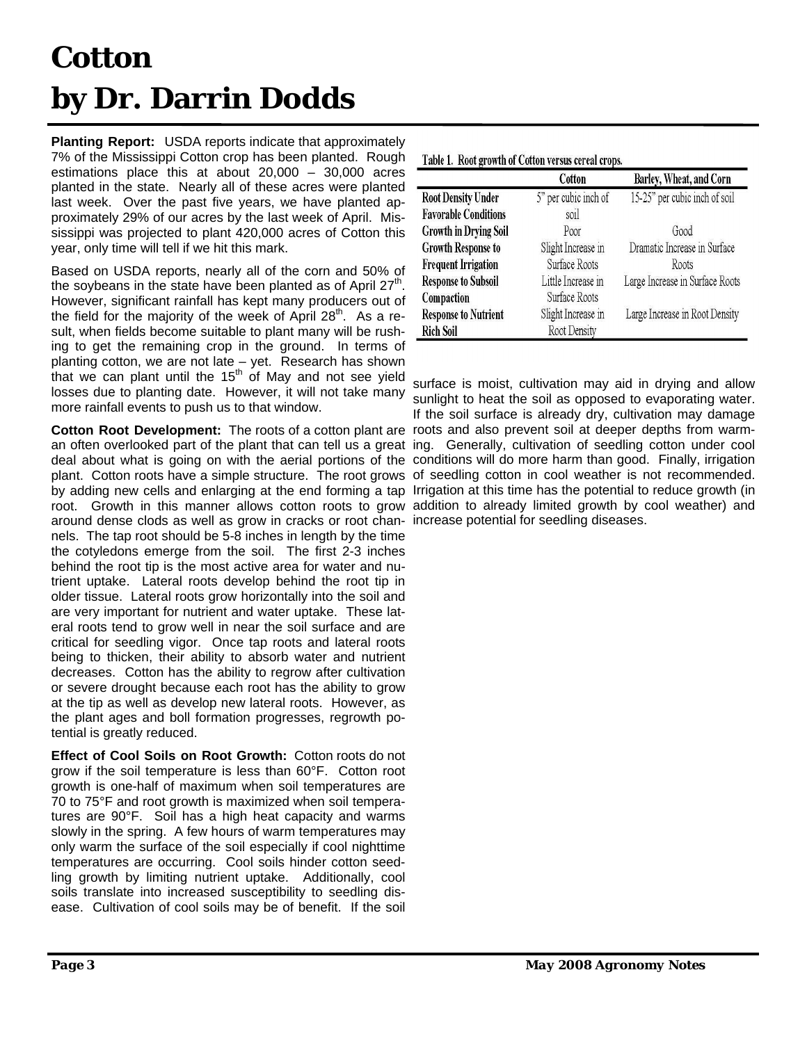# Cotton
# by Dr. Darrin Dodds

**Planting Report:** USDA reports indicate that approximately 7% of the Mississippi Cotton crop has been planted. Rough estimations place this at about 20,000 – 30,000 acres planted in the state. Nearly all of these acres were planted last week. Over the past five years, we have planted approximately 29% of our acres by the last week of April. Mississippi was projected to plant 420,000 acres of Cotton this year, only time will tell if we hit this mark.

Based on USDA reports, nearly all of the corn and 50% of the soybeans in the state have been planted as of April 27th. However, significant rainfall has kept many producers out of the field for the majority of the week of April 28th. As a result, when fields become suitable to plant many will be rushing to get the remaining crop in the ground. In terms of planting cotton, we are not late – yet. Research has shown that we can plant until the 15th of May and not see yield losses due to planting date. However, it will not take many more rainfall events to push us to that window.

**Cotton Root Development:** The roots of a cotton plant are an often overlooked part of the plant that can tell us a great deal about what is going on with the aerial portions of the plant. Cotton roots have a simple structure. The root grows by adding new cells and enlarging at the end forming a tap root. Growth in this manner allows cotton roots to grow around dense clods as well as grow in cracks or root channels. The tap root should be 5-8 inches in length by the time the cotyledons emerge from the soil. The first 2-3 inches behind the root tip is the most active area for water and nutrient uptake. Lateral roots develop behind the root tip in older tissue. Lateral roots grow horizontally into the soil and are very important for nutrient and water uptake. These lateral roots tend to grow well in near the soil surface and are critical for seedling vigor. Once tap roots and lateral roots being to thicken, their ability to absorb water and nutrient decreases. Cotton has the ability to regrow after cultivation or severe drought because each root has the ability to grow at the tip as well as develop new lateral roots. However, as the plant ages and boll formation progresses, regrowth potential is greatly reduced.

**Effect of Cool Soils on Root Growth:** Cotton roots do not grow if the soil temperature is less than 60°F. Cotton root growth is one-half of maximum when soil temperatures are 70 to 75°F and root growth is maximized when soil temperatures are 90°F. Soil has a high heat capacity and warms slowly in the spring. A few hours of warm temperatures may only warm the surface of the soil especially if cool nighttime temperatures are occurring. Cool soils hinder cotton seedling growth by limiting nutrient uptake. Additionally, cool soils translate into increased susceptibility to seedling disease. Cultivation of cool soils may be of benefit. If the soil surface is moist, cultivation may aid in drying and allow sunlight to heat the soil as opposed to evaporating water. If the soil surface is already dry, cultivation may damage roots and also prevent soil at deeper depths from warming. Generally, cultivation of seedling cotton under cool conditions will do more harm than good. Finally, irrigation of seedling cotton in cool weather is not recommended. Irrigation at this time has the potential to reduce growth (in addition to already limited growth by cool weather) and increase potential for seedling diseases.

Table 1. Root growth of Cotton versus cereal crops.

| | Cotton | Barley, Wheat, and Corn |
|---|---|---|
| **Root Density Under Favorable Conditions** | 5" per cubic inch of soil | 15-25" per cubic inch of soil |
| **Growth in Drying Soil** | Poor | Good |
| **Growth Response to Frequent Irrigation** | Slight Increase in Surface Roots | Dramatic Increase in Surface Roots |
| **Response to Subsoil Compaction** | Little Increase in Surface Roots | Large Increase in Surface Roots |
| **Response to Nutrient Rich Soil** | Slight Increase in Root Density | Large Increase in Root Density |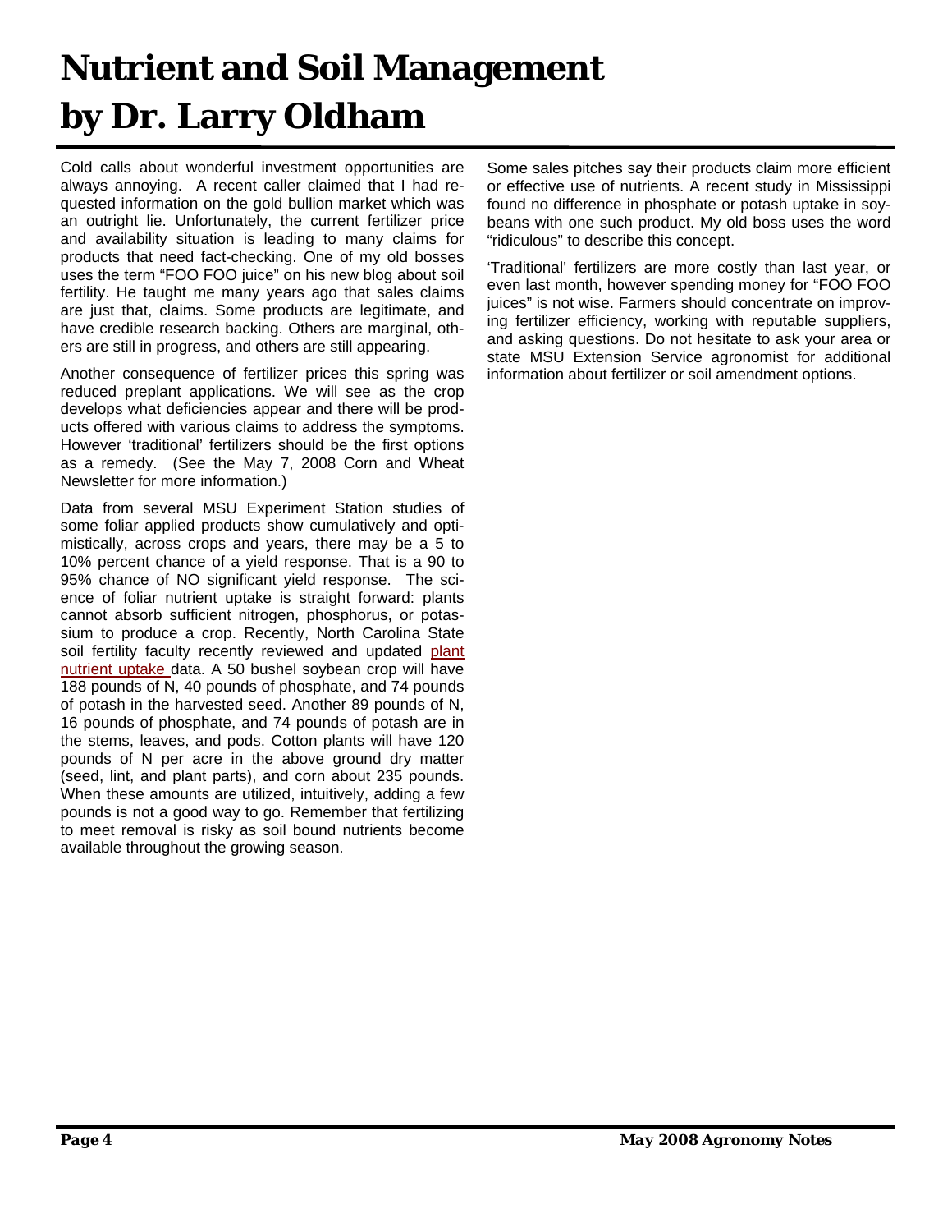# Nutrient and Soil Management by Dr. Larry Oldham

Cold calls about wonderful investment opportunities are always annoying. A recent caller claimed that I had requested information on the gold bullion market which was an outright lie. Unfortunately, the current fertilizer price and availability situation is leading to many claims for products that need fact-checking. One of my old bosses uses the term "FOO FOO juice" on his new blog about soil fertility. He taught me many years ago that sales claims are just that, claims. Some products are legitimate, and have credible research backing. Others are marginal, others are still in progress, and others are still appearing.

Another consequence of fertilizer prices this spring was reduced preplant applications. We will see as the crop develops what deficiencies appear and there will be products offered with various claims to address the symptoms. However 'traditional' fertilizers should be the first options as a remedy. (See the May 7, 2008 Corn and Wheat Newsletter for more information.)

Data from several MSU Experiment Station studies of some foliar applied products show cumulatively and optimistically, across crops and years, there may be a 5 to 10% percent chance of a yield response. That is a 90 to 95% chance of NO significant yield response. The science of foliar nutrient uptake is straight forward: plants cannot absorb sufficient nitrogen, phosphorus, or potassium to produce a crop. Recently, North Carolina State soil fertility faculty recently reviewed and updated plant nutrient uptake data. A 50 bushel soybean crop will have 188 pounds of N, 40 pounds of phosphate, and 74 pounds of potash in the harvested seed. Another 89 pounds of N, 16 pounds of phosphate, and 74 pounds of potash are in the stems, leaves, and pods. Cotton plants will have 120 pounds of N per acre in the above ground dry matter (seed, lint, and plant parts), and corn about 235 pounds. When these amounts are utilized, intuitively, adding a few pounds is not a good way to go. Remember that fertilizing to meet removal is risky as soil bound nutrients become available throughout the growing season.

Some sales pitches say their products claim more efficient or effective use of nutrients. A recent study in Mississippi found no difference in phosphate or potash uptake in soybeans with one such product. My old boss uses the word "ridiculous" to describe this concept.

'Traditional' fertilizers are more costly than last year, or even last month, however spending money for "FOO FOO juices" is not wise. Farmers should concentrate on improving fertilizer efficiency, working with reputable suppliers, and asking questions. Do not hesitate to ask your area or state MSU Extension Service agronomist for additional information about fertilizer or soil amendment options.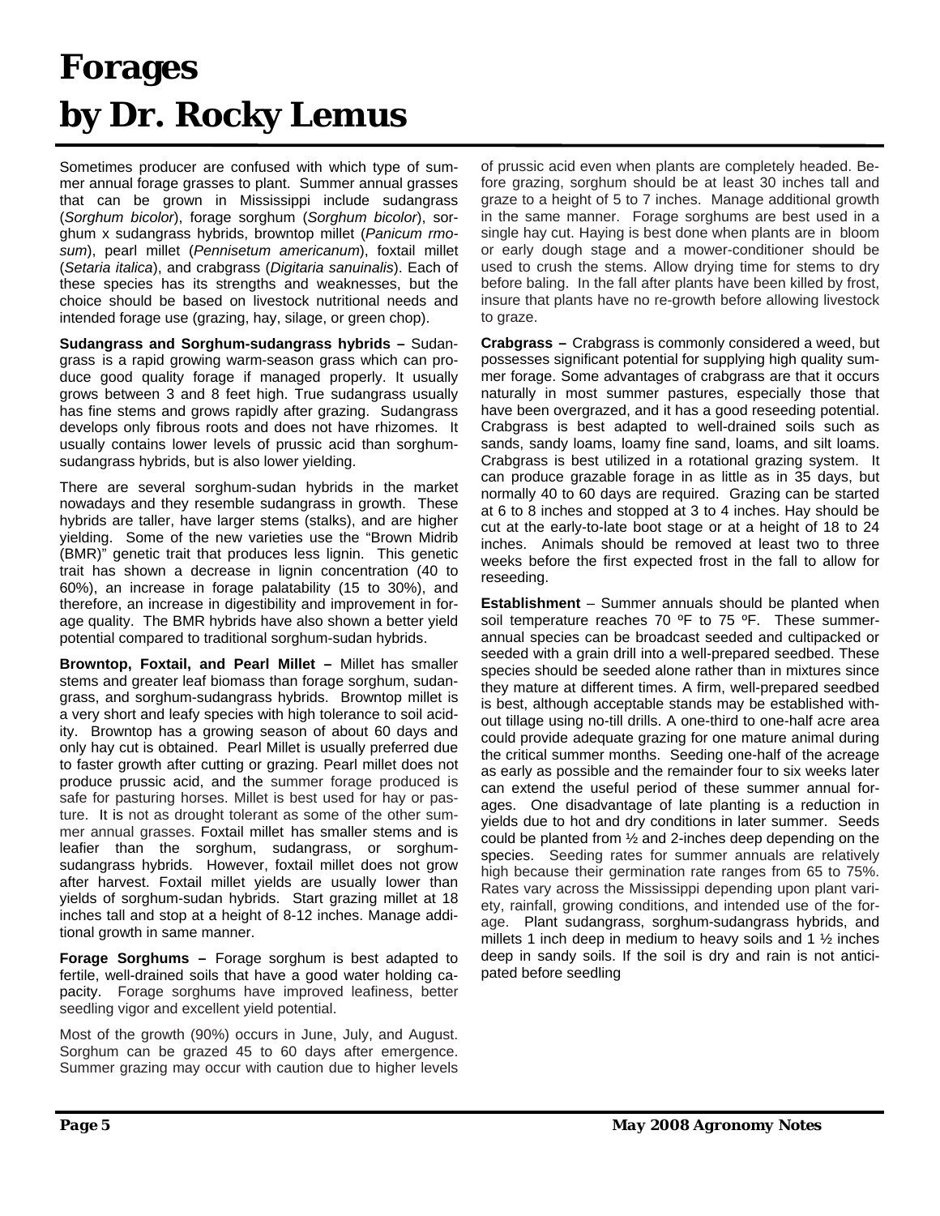# Forages
# by Dr. Rocky Lemus

Sometimes producer are confused with which type of summer annual forage grasses to plant. Summer annual grasses that can be grown in Mississippi include sudangrass (*Sorghum bicolor*), forage sorghum (*Sorghum bicolor*), sorghum x sudangrass hybrids, browntop millet (*Panicum rmosum*), pearl millet (*Pennisetum americanum*), foxtail millet (*Setaria italica*), and crabgrass (*Digitaria sanuinalis*). Each of these species has its strengths and weaknesses, but the choice should be based on livestock nutritional needs and intended forage use (grazing, hay, silage, or green chop).

**Sudangrass and Sorghum-sudangrass hybrids –** Sudangrass is a rapid growing warm-season grass which can produce good quality forage if managed properly. It usually grows between 3 and 8 feet high. True sudangrass usually has fine stems and grows rapidly after grazing. Sudangrass develops only fibrous roots and does not have rhizomes. It usually contains lower levels of prussic acid than sorghum-sudangrass hybrids, but is also lower yielding.

There are several sorghum-sudan hybrids in the market nowadays and they resemble sudangrass in growth. These hybrids are taller, have larger stems (stalks), and are higher yielding. Some of the new varieties use the "Brown Midrib (BMR)" genetic trait that produces less lignin. This genetic trait has shown a decrease in lignin concentration (40 to 60%), an increase in forage palatability (15 to 30%), and therefore, an increase in digestibility and improvement in forage quality. The BMR hybrids have also shown a better yield potential compared to traditional sorghum-sudan hybrids.

**Browntop, Foxtail, and Pearl Millet –** Millet has smaller stems and greater leaf biomass than forage sorghum, sudangrass, and sorghum-sudangrass hybrids. Browntop millet is a very short and leafy species with high tolerance to soil acidity. Browntop has a growing season of about 60 days and only hay cut is obtained. Pearl Millet is usually preferred due to faster growth after cutting or grazing. Pearl millet does not produce prussic acid, and the summer forage produced is safe for pasturing horses. Millet is best used for hay or pasture. It is not as drought tolerant as some of the other summer annual grasses. Foxtail millet has smaller stems and is leafier than the sorghum, sudangrass, or sorghum-sudangrass hybrids. However, foxtail millet does not grow after harvest. Foxtail millet yields are usually lower than yields of sorghum-sudan hybrids. Start grazing millet at 18 inches tall and stop at a height of 8-12 inches. Manage additional growth in same manner.

**Forage Sorghums –** Forage sorghum is best adapted to fertile, well-drained soils that have a good water holding capacity. Forage sorghums have improved leafiness, better seedling vigor and excellent yield potential.

Most of the growth (90%) occurs in June, July, and August. Sorghum can be grazed 45 to 60 days after emergence. Summer grazing may occur with caution due to higher levels of prussic acid even when plants are completely headed. Before grazing, sorghum should be at least 30 inches tall and graze to a height of 5 to 7 inches. Manage additional growth in the same manner. Forage sorghums are best used in a single hay cut. Haying is best done when plants are in bloom or early dough stage and a mower-conditioner should be used to crush the stems. Allow drying time for stems to dry before baling. In the fall after plants have been killed by frost, insure that plants have no re-growth before allowing livestock to graze.

**Crabgrass –** Crabgrass is commonly considered a weed, but possesses significant potential for supplying high quality summer forage. Some advantages of crabgrass are that it occurs naturally in most summer pastures, especially those that have been overgrazed, and it has a good reseeding potential. Crabgrass is best adapted to well-drained soils such as sands, sandy loams, loamy fine sand, loams, and silt loams. Crabgrass is best utilized in a rotational grazing system. It can produce grazable forage in as little as in 35 days, but normally 40 to 60 days are required. Grazing can be started at 6 to 8 inches and stopped at 3 to 4 inches. Hay should be cut at the early-to-late boot stage or at a height of 18 to 24 inches. Animals should be removed at least two to three weeks before the first expected frost in the fall to allow for reseeding.

**Establishment** – Summer annuals should be planted when soil temperature reaches 70 ºF to 75 ºF. These summer-annual species can be broadcast seeded and cultipacked or seeded with a grain drill into a well-prepared seedbed. These species should be seeded alone rather than in mixtures since they mature at different times. A firm, well-prepared seedbed is best, although acceptable stands may be established without tillage using no-till drills. A one-third to one-half acre area could provide adequate grazing for one mature animal during the critical summer months. Seeding one-half of the acreage as early as possible and the remainder four to six weeks later can extend the useful period of these summer annual forages. One disadvantage of late planting is a reduction in yields due to hot and dry conditions in later summer. Seeds could be planted from ½ and 2-inches deep depending on the species. Seeding rates for summer annuals are relatively high because their germination rate ranges from 65 to 75%. Rates vary across the Mississippi depending upon plant variety, rainfall, growing conditions, and intended use of the forage. Plant sudangrass, sorghum-sudangrass hybrids, and millets 1 inch deep in medium to heavy soils and 1 ½ inches deep in sandy soils. If the soil is dry and rain is not anticipated before seedling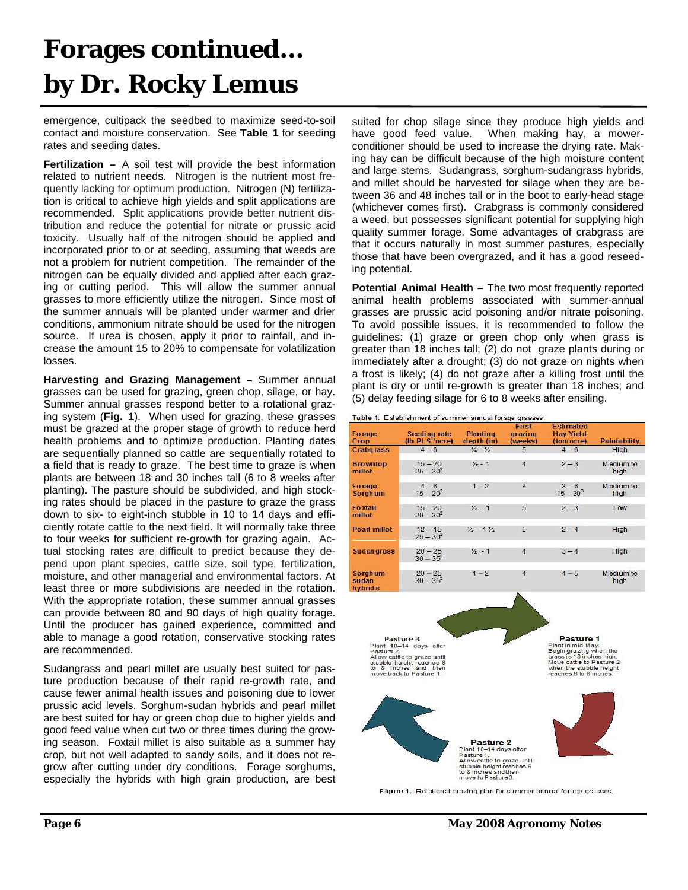# Forages continued…
# by Dr. Rocky Lemus

emergence, cultipack the seedbed to maximize seed-to-soil contact and moisture conservation. See **Table 1** for seeding rates and seeding dates.

**Fertilization –** A soil test will provide the best information related to nutrient needs. Nitrogen is the nutrient most frequently lacking for optimum production. Nitrogen (N) fertilization is critical to achieve high yields and split applications are recommended. Split applications provide better nutrient distribution and reduce the potential for nitrate or prussic acid toxicity. Usually half of the nitrogen should be applied and incorporated prior to or at seeding, assuming that weeds are not a problem for nutrient competition. The remainder of the nitrogen can be equally divided and applied after each grazing or cutting period. This will allow the summer annual grasses to more efficiently utilize the nitrogen. Since most of the summer annuals will be planted under warmer and drier conditions, ammonium nitrate should be used for the nitrogen source. If urea is chosen, apply it prior to rainfall, and increase the amount 15 to 20% to compensate for volatilization losses.

**Harvesting and Grazing Management –** Summer annual grasses can be used for grazing, green chop, silage, or hay. Summer annual grasses respond better to a rotational grazing system (**Fig. 1**). When used for grazing, these grasses must be grazed at the proper stage of growth to reduce herd health problems and to optimize production. Planting dates are sequentially planned so cattle are sequentially rotated to a field that is ready to graze. The best time to graze is when plants are between 18 and 30 inches tall (6 to 8 weeks after planting). The pasture should be subdivided, and high stocking rates should be placed in the pasture to graze the grass down to six- to eight-inch stubble in 10 to 14 days and efficiently rotate cattle to the next field. It will normally take three to four weeks for sufficient re-growth for grazing again. Actual stocking rates are difficult to predict because they depend upon plant species, cattle size, soil type, fertilization, moisture, and other managerial and environmental factors. At least three or more subdivisions are needed in the rotation. With the appropriate rotation, these summer annual grasses can provide between 80 and 90 days of high quality forage. Until the producer has gained experience, committed and able to manage a good rotation, conservative stocking rates are recommended.

Sudangrass and pearl millet are usually best suited for pasture production because of their rapid re-growth rate, and cause fewer animal health issues and poisoning due to lower prussic acid levels. Sorghum-sudan hybrids and pearl millet are best suited for hay or green chop due to higher yields and good feed value when cut two or three times during the growing season. Foxtail millet is also suitable as a summer hay crop, but not well adapted to sandy soils, and it does not regrow after cutting under dry conditions. Forage sorghums, especially the hybrids with high grain production, are best suited for chop silage since they produce high yields and have good feed value. When making hay, a mower-conditioner should be used to increase the drying rate. Making hay can be difficult because of the high moisture content and large stems. Sudangrass, sorghum-sudangrass hybrids, and millet should be harvested for silage when they are between 36 and 48 inches tall or in the boot to early-head stage (whichever comes first). Crabgrass is commonly considered a weed, but possesses significant potential for supplying high quality summer forage. Some advantages of crabgrass are that it occurs naturally in most summer pastures, especially those that have been overgrazed, and it has a good reseeding potential.

**Potential Animal Health –** The two most frequently reported animal health problems associated with summer-annual grasses are prussic acid poisoning and/or nitrate poisoning. To avoid possible issues, it is recommended to follow the guidelines: (1) graze or green chop only when grass is greater than 18 inches tall; (2) do not graze plants during or immediately after a drought; (3) do not graze on nights when a frost is likely; (4) do not graze after a killing frost until the plant is dry or until re-growth is greater than 18 inches; and (5) delay feeding silage for 6 to 8 weeks after ensiling.

**Table 1.** Establishment of summer annual forage grasses.

| Forage Crop | Seeding rate (lb PLS[1]/acre) | Planting depth (in) | First grazing (weeks) | Estimated Hay Yield (ton/acre) | Palatability |
|---|---|---|---|---|---|
| Crabgrass | 4 – 6 | ¼ - ½ | 5 | 4 – 6 | High |
| Browntop millet | 15 – 20<br>25 – 30[2] | ½ - 1 | 4 | 2 – 3 | Medium to high |
| Forage Sorghum | 4 – 6<br>15 – 20[2] | 1 – 2 | 8 | 3 – 6<br>15 – 30[3] | Medium to high |
| Foxtail millet | 15 – 20<br>20 – 30[2] | ½ - 1 | 5 | 2 – 3 | Low |
| Pearl millet | 12 – 15<br>25 – 30[2] | ¼ - 1¼ | 5 | 2 – 4 | High |
| Sudangrass | 20 – 25<br>30 – 35[2] | ½ - 1 | 4 | 3 – 4 | High |
| Sorghum-sudan hybrids | 20 – 25<br>30 – 35[2] | 1 – 2 | 4 | 4 – 5 | Medium to high |

**Pasture 1**
Plant in mid-May.
Begin grazing when the grass is 18 inches high.
Move cattle to Pasture 2 when the stubble height reaches 6 to 8 inches.

**Pasture 2**
Plant 10-14 days after Pasture 1.
Allow cattle to graze until stubble height reaches 6 to 8 inches and then move to Pasture 3.

**Pasture 3**
Plant 10–14 days after Pasture 2.
Allow cattle to graze until stubble height reaches 6 to 8 inches and then move back to Pasture 1.

**Figure 1.** Rotational grazing plan for summer annual forage grasses.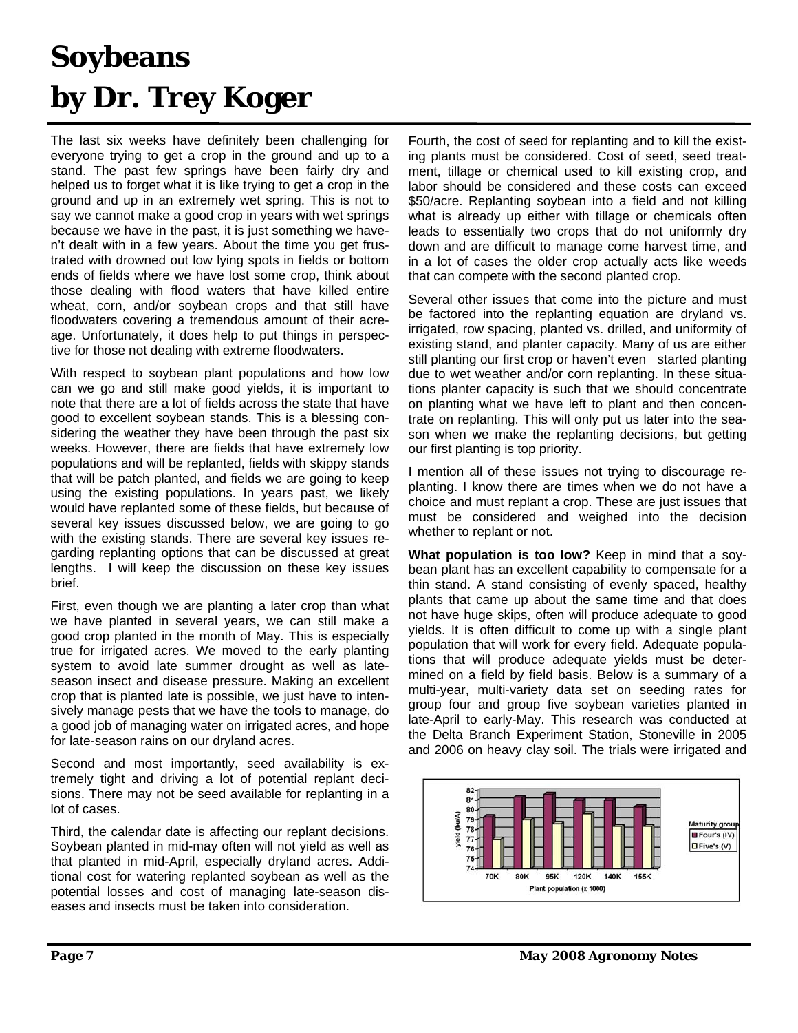# Soybeans by Dr. Trey Koger

The last six weeks have definitely been challenging for everyone trying to get a crop in the ground and up to a stand. The past few springs have been fairly dry and helped us to forget what it is like trying to get a crop in the ground and up in an extremely wet spring. This is not to say we cannot make a good crop in years with wet springs because we have in the past, it is just something we haven't dealt with in a few years. About the time you get frustrated with drowned out low lying spots in fields or bottom ends of fields where we have lost some crop, think about those dealing with flood waters that have killed entire wheat, corn, and/or soybean crops and that still have floodwaters covering a tremendous amount of their acreage. Unfortunately, it does help to put things in perspective for those not dealing with extreme floodwaters.

With respect to soybean plant populations and how low can we go and still make good yields, it is important to note that there are a lot of fields across the state that have good to excellent soybean stands. This is a blessing considering the weather they have been through the past six weeks. However, there are fields that have extremely low populations and will be replanted, fields with skippy stands that will be patch planted, and fields we are going to keep using the existing populations. In years past, we likely would have replanted some of these fields, but because of several key issues discussed below, we are going to go with the existing stands. There are several key issues regarding replanting options that can be discussed at great lengths. I will keep the discussion on these key issues brief.

First, even though we are planting a later crop than what we have planted in several years, we can still make a good crop planted in the month of May. This is especially true for irrigated acres. We moved to the early planting system to avoid late summer drought as well as late-season insect and disease pressure. Making an excellent crop that is planted late is possible, we just have to intensively manage pests that we have the tools to manage, do a good job of managing water on irrigated acres, and hope for late-season rains on our dryland acres.

Second and most importantly, seed availability is extremely tight and driving a lot of potential replant decisions. There may not be seed available for replanting in a lot of cases.

Third, the calendar date is affecting our replant decisions. Soybean planted in mid-may often will not yield as well as that planted in mid-April, especially dryland acres. Additional cost for watering replanted soybean as well as the potential losses and cost of managing late-season diseases and insects must be taken into consideration.

Fourth, the cost of seed for replanting and to kill the existing plants must be considered. Cost of seed, seed treatment, tillage or chemical used to kill existing crop, and labor should be considered and these costs can exceed $50/acre. Replanting soybean into a field and not killing what is already up either with tillage or chemicals often leads to essentially two crops that do not uniformly dry down and are difficult to manage come harvest time, and in a lot of cases the older crop actually acts like weeds that can compete with the second planted crop.

Several other issues that come into the picture and must be factored into the replanting equation are dryland vs. irrigated, row spacing, planted vs. drilled, and uniformity of existing stand, and planter capacity. Many of us are either still planting our first crop or haven't even started planting due to wet weather and/or corn replanting. In these situations planter capacity is such that we should concentrate on planting what we have left to plant and then concentrate on replanting. This will only put us later into the season when we make the replanting decisions, but getting our first planting is top priority.

I mention all of these issues not trying to discourage replanting. I know there are times when we do not have a choice and must replant a crop. These are just issues that must be considered and weighed into the decision whether to replant or not.

**What population is too low?** Keep in mind that a soybean plant has an excellent capability to compensate for a thin stand. A stand consisting of evenly spaced, healthy plants that came up about the same time and that does not have huge skips, often will produce adequate to good yields. It is often difficult to come up with a single plant population that will work for every field. Adequate populations that will produce adequate yields must be determined on a field by field basis. Below is a summary of a multi-year, multi-variety data set on seeding rates for group four and group five soybean varieties planted in late-April to early-May. This research was conducted at the Delta Branch Experiment Station, Stoneville in 2005 and 2006 on heavy clay soil. The trials were irrigated and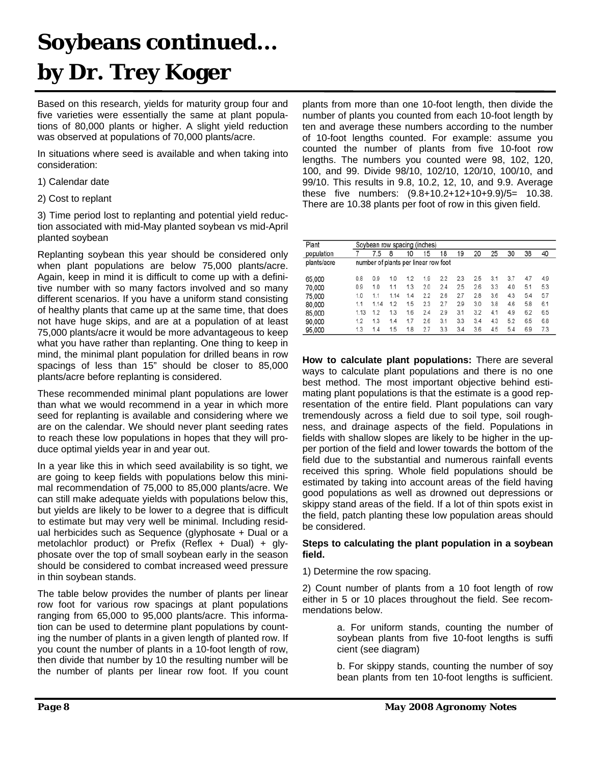# Soybeans continued... by Dr. Trey Koger

Based on this research, yields for maturity group four and five varieties were essentially the same at plant populations of 80,000 plants or higher. A slight yield reduction was observed at populations of 70,000 plants/acre.

In situations where seed is available and when taking into consideration:

1) Calendar date

2) Cost to replant

3) Time period lost to replanting and potential yield reduction associated with mid-May planted soybean vs mid-April planted soybean

Replanting soybean this year should be considered only when plant populations are below 75,000 plants/acre. Again, keep in mind it is difficult to come up with a definitive number with so many factors involved and so many different scenarios. If you have a uniform stand consisting of healthy plants that came up at the same time, that does not have huge skips, and are at a population of at least 75,000 plants/acre it would be more advantageous to keep what you have rather than replanting. One thing to keep in mind, the minimal plant population for drilled beans in row spacings of less than 15" should be closer to 85,000 plants/acre before replanting is considered.

These recommended minimal plant populations are lower than what we would recommend in a year in which more seed for replanting is available and considering where we are on the calendar. We should never plant seeding rates to reach these low populations in hopes that they will produce optimal yields year in and year out.

In a year like this in which seed availability is so tight, we are going to keep fields with populations below this minimal recommendation of 75,000 to 85,000 plants/acre. We can still make adequate yields with populations below this, but yields are likely to be lower to a degree that is difficult to estimate but may very well be minimal. Including residual herbicides such as Sequence (glyphosate + Dual or a metolachlor product) or Prefix (Reflex + Dual) + glyphosate over the top of small soybean early in the season should be considered to combat increased weed pressure in thin soybean stands.

The table below provides the number of plants per linear row foot for various row spacings at plant populations ranging from 65,000 to 95,000 plants/acre. This information can be used to determine plant populations by counting the number of plants in a given length of planted row. If you count the number of plants in a 10-foot length of row, then divide that number by 10 the resulting number will be the number of plants per linear row foot. If you count plants from more than one 10-foot length, then divide the number of plants you counted from each 10-foot length by ten and average these numbers according to the number of 10-foot lengths counted. For example: assume you counted the number of plants from five 10-foot row lengths. The numbers you counted were 98, 102, 120, 100, and 99. Divide 98/10, 102/10, 120/10, 100/10, and 99/10. This results in 9.8, 10.2, 12, 10, and 9.9. Average these five numbers: (9.8+10.2+12+10+9.9)/5= 10.38. There are 10.38 plants per foot of row in this given field.

| Plant population | Soybean row spacing (inches) | | | | | | | | | | | |
|---|---|---|---|---|---|---|---|---|---|---|---|---|
| | 7 | 7.5 | 8 | 10 | 15 | 18 | 19 | 20 | 25 | 30 | 38 | 40 |
| plants/acre | number of plants per linear row foot | | | | | | | | | | | |
| 65,000 | 0.8 | 0.9 | 1.0 | 1.2 | 1.9 | 2.2 | 2.3 | 2.5 | 3.1 | 3.7 | 4.7 | 4.9 |
| 70,000 | 0.9 | 1.0 | 1.1 | 1.3 | 2.0 | 2.4 | 2.5 | 2.6 | 3.3 | 4.0 | 5.1 | 5.3 |
| 75,000 | 1.0 | 1.1 | 1.14 | 1.4 | 2.2 | 2.6 | 2.7 | 2.8 | 3.6 | 4.3 | 5.4 | 5.7 |
| 80,000 | 1.1 | 1.14 | 1.2 | 1.5 | 2.3 | 2.7 | 2.9 | 3.0 | 3.8 | 4.6 | 5.8 | 6.1 |
| 85,000 | 1.13 | 1.2 | 1.3 | 1.6 | 2.4 | 2.9 | 3.1 | 3.2 | 4.1 | 4.9 | 6.2 | 6.5 |
| 90,000 | 1.2 | 1.3 | 1.4 | 1.7 | 2.6 | 3.1 | 3.3 | 3.4 | 4.3 | 5.2 | 6.5 | 6.8 |
| 95,000 | 1.3 | 1.4 | 1.5 | 1.8 | 2.7 | 3.3 | 3.4 | 3.6 | 4.5 | 5.4 | 6.9 | 7.3 |

**How to calculate plant populations:** There are several ways to calculate plant populations and there is no one best method. The most important objective behind estimating plant populations is that the estimate is a good representation of the entire field. Plant populations can vary tremendously across a field due to soil type, soil roughness, and drainage aspects of the field. Populations in fields with shallow slopes are likely to be higher in the upper portion of the field and lower towards the bottom of the field due to the substantial and numerous rainfall events received this spring. Whole field populations should be estimated by taking into account areas of the field having good populations as well as drowned out depressions or skippy stand areas of the field. If a lot of thin spots exist in the field, patch planting these low population areas should be considered.

**Steps to calculating the plant population in a soybean field.**

1) Determine the row spacing.

2) Count number of plants from a 10 foot length of row either in 5 or 10 places throughout the field. See recommendations below.

> a. For uniform stands, counting the number of soybean plants from five 10-foot lengths is sufficient (see diagram)
>
> b. For skippy stands, counting the number of soybean plants from ten 10-foot lengths is sufficient.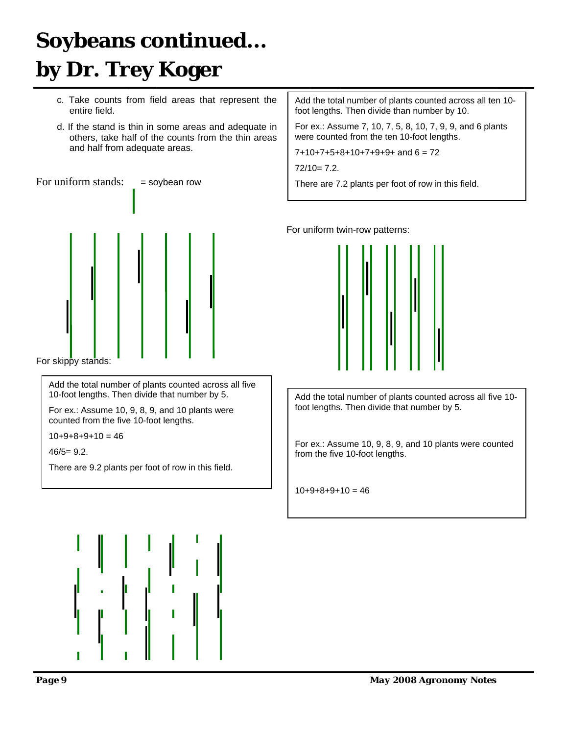# Soybeans continued… by Dr. Trey Koger

c. Take counts from field areas that represent the entire field.

d. If the stand is thin in some areas and adequate in others, take half of the counts from the thin areas and half from adequate areas.

For uniform stands: = soybean row

For skippy stands:

Add the total number of plants counted across all five 10-foot lengths. Then divide that number by 5.

For ex.: Assume 10, 9, 8, 9, and 10 plants were counted from the five 10-foot lengths.

10+9+8+9+10 = 46

46/5= 9.2.

There are 9.2 plants per foot of row in this field.

Add the total number of plants counted across all ten 10-foot lengths. Then divide than number by 10.

For ex.: Assume 7, 10, 7, 5, 8, 10, 7, 9, 9, and 6 plants were counted from the ten 10-foot lengths.

7+10+7+5+8+10+7+9+9+ and 6 = 72

72/10= 7.2.

There are 7.2 plants per foot of row in this field.

For uniform twin-row patterns:

Add the total number of plants counted across all five 10-foot lengths. Then divide that number by 5.

For ex.: Assume 10, 9, 8, 9, and 10 plants were counted from the five 10-foot lengths.

10+9+8+9+10 = 46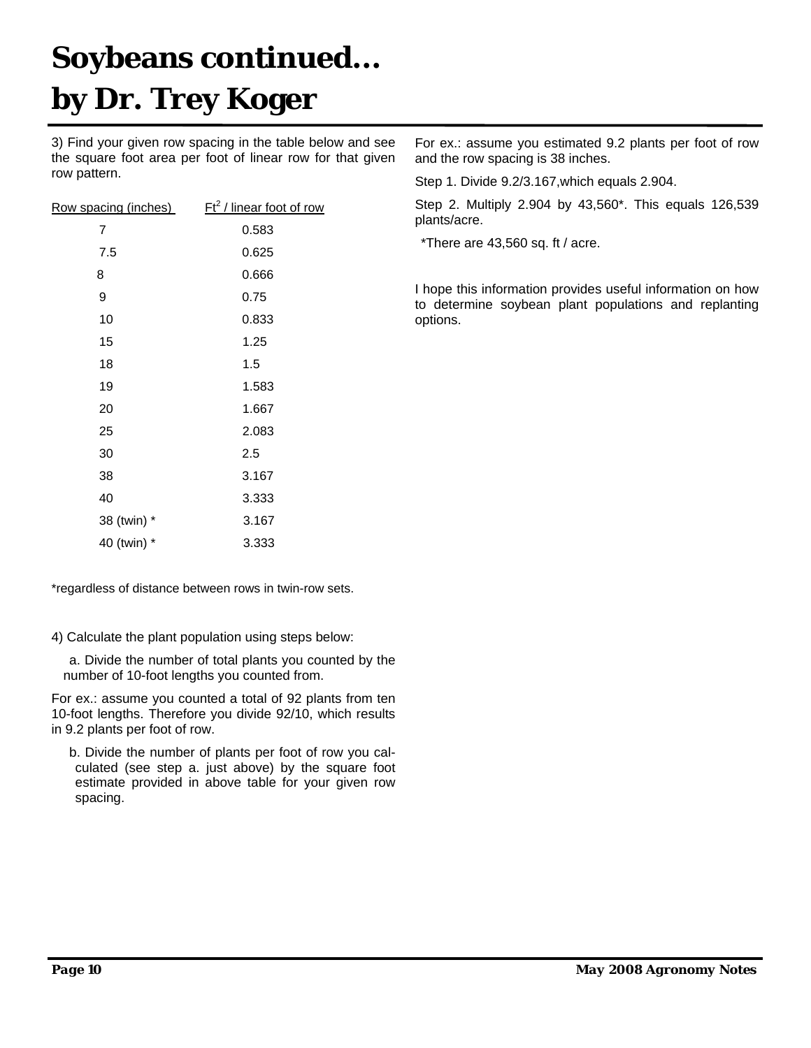# Soybeans continued…
# by Dr. Trey Koger

3) Find your given row spacing in the table below and see the square foot area per foot of linear row for that given row pattern.

| Row spacing (inches) | $Ft^2$ / linear foot of row |
|---|---|
| 7 | 0.583 |
| 7.5 | 0.625 |
| 8 | 0.666 |
| 9 | 0.75 |
| 10 | 0.833 |
| 15 | 1.25 |
| 18 | 1.5 |
| 19 | 1.583 |
| 20 | 1.667 |
| 25 | 2.083 |
| 30 | 2.5 |
| 38 | 3.167 |
| 40 | 3.333 |
| 38 (twin) * | 3.167 |
| 40 (twin) * | 3.333 |

*regardless of distance between rows in twin-row sets.

4) Calculate the plant population using steps below:

a. Divide the number of total plants you counted by the number of 10-foot lengths you counted from.

For ex.: assume you counted a total of 92 plants from ten 10-foot lengths. Therefore you divide 92/10, which results in 9.2 plants per foot of row.

b. Divide the number of plants per foot of row you calculated (see step a. just above) by the square foot estimate provided in above table for your given row spacing.

For ex.: assume you estimated 9.2 plants per foot of row and the row spacing is 38 inches.

Step 1. Divide 9.2/3.167,which equals 2.904.

Step 2. Multiply 2.904 by 43,560*. This equals 126,539 plants/acre.

*There are 43,560 sq. ft / acre.

I hope this information provides useful information on how to determine soybean plant populations and replanting options.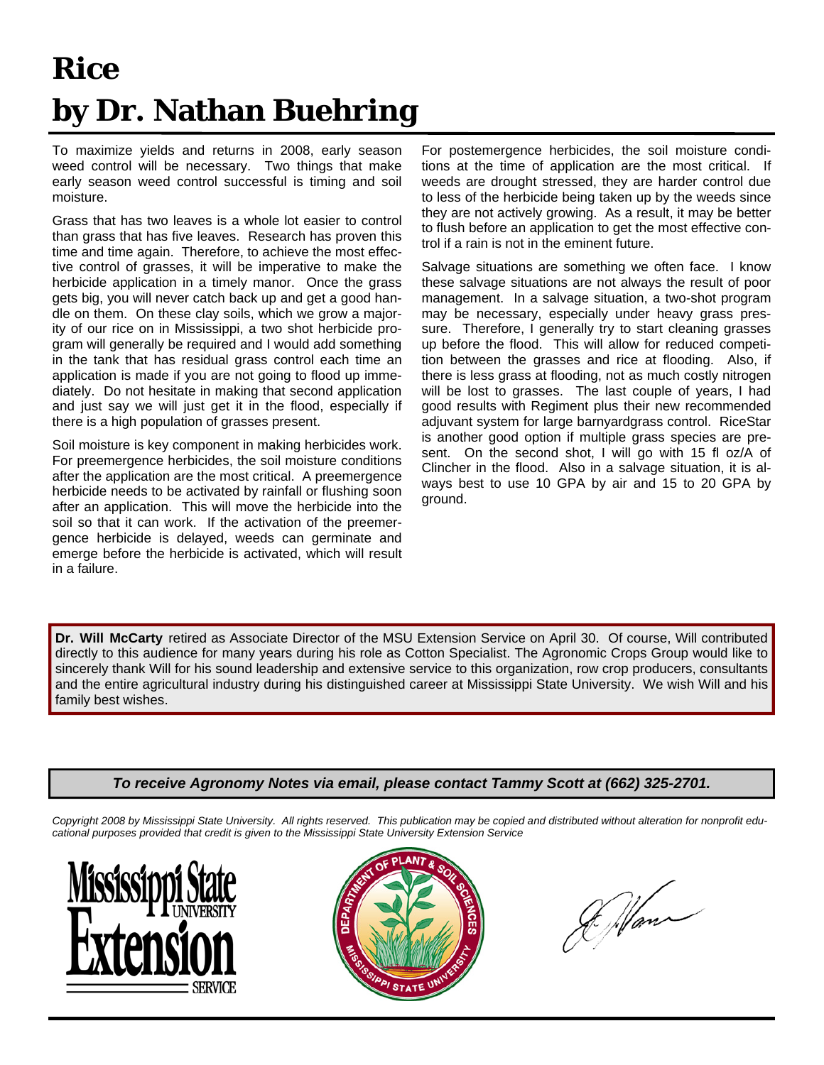# Rice
# by Dr. Nathan Buehring

To maximize yields and returns in 2008, early season weed control will be necessary. Two things that make early season weed control successful is timing and soil moisture.

Grass that has two leaves is a whole lot easier to control than grass that has five leaves. Research has proven this time and time again. Therefore, to achieve the most effective control of grasses, it will be imperative to make the herbicide application in a timely manor. Once the grass gets big, you will never catch back up and get a good handle on them. On these clay soils, which we grow a majority of our rice on in Mississippi, a two shot herbicide program will generally be required and I would add something in the tank that has residual grass control each time an application is made if you are not going to flood up immediately. Do not hesitate in making that second application and just say we will just get it in the flood, especially if there is a high population of grasses present.

Soil moisture is key component in making herbicides work. For preemergence herbicides, the soil moisture conditions after the application are the most critical. A preemergence herbicide needs to be activated by rainfall or flushing soon after an application. This will move the herbicide into the soil so that it can work. If the activation of the preemergence herbicide is delayed, weeds can germinate and emerge before the herbicide is activated, which will result in a failure.

For postemergence herbicides, the soil moisture conditions at the time of application are the most critical. If weeds are drought stressed, they are harder control due to less of the herbicide being taken up by the weeds since they are not actively growing. As a result, it may be better to flush before an application to get the most effective control if a rain is not in the eminent future.

Salvage situations are something we often face. I know these salvage situations are not always the result of poor management. In a salvage situation, a two-shot program may be necessary, especially under heavy grass pressure. Therefore, I generally try to start cleaning grasses up before the flood. This will allow for reduced competition between the grasses and rice at flooding. Also, if there is less grass at flooding, not as much costly nitrogen will be lost to grasses. The last couple of years, I had good results with Regiment plus their new recommended adjuvant system for large barnyardgrass control. RiceStar is another good option if multiple grass species are present. On the second shot, I will go with 15 fl oz/A of Clincher in the flood. Also in a salvage situation, it is always best to use 10 GPA by air and 15 to 20 GPA by ground.

**Dr. Will McCarty** retired as Associate Director of the MSU Extension Service on April 30. Of course, Will contributed directly to this audience for many years during his role as Cotton Specialist. The Agronomic Crops Group would like to sincerely thank Will for his sound leadership and extensive service to this organization, row crop producers, consultants and the entire agricultural industry during his distinguished career at Mississippi State University. We wish Will and his family best wishes.

***To receive Agronomy Notes via email, please contact Tammy Scott at (662) 325-2701.***

*Copyright 2008 by Mississippi State University. All rights reserved. This publication may be copied and distributed without alteration for nonprofit educational purposes provided that credit is given to the Mississippi State University Extension Service*

Mississippi State University Extension Service

Department of Plant & Soil Sciences Mississippi State University